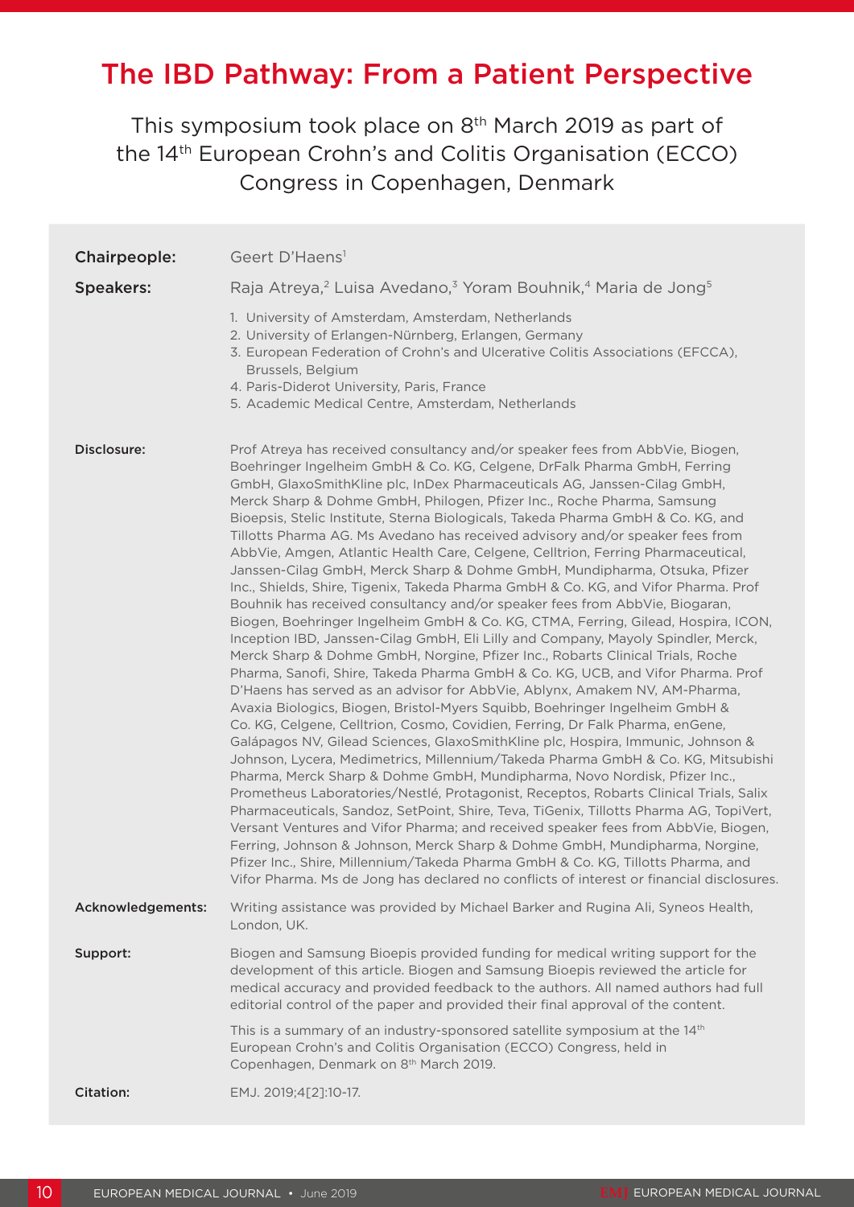# The IBD Pathway: From a Patient Perspective

This symposium took place on 8th March 2019 as part of the 14th European Crohn's and Colitis Organisation (ECCO) Congress in Copenhagen, Denmark

**Chairpeople:** Geert D'Haens[1]

**Speakers:** Raja Atreya,[2] Luisa Avedano,[3] Yoram Bouhnik,[4] Maria de Jong[5]

1. University of Amsterdam, Amsterdam, Netherlands
2. University of Erlangen-Nürnberg, Erlangen, Germany
3. European Federation of Crohn's and Ulcerative Colitis Associations (EFCCA), Brussels, Belgium
4. Paris-Diderot University, Paris, France
5. Academic Medical Centre, Amsterdam, Netherlands

**Disclosure:** Prof Atreya has received consultancy and/or speaker fees from AbbVie, Biogen, Boehringer Ingelheim GmbH & Co. KG, Celgene, DrFalk Pharma GmbH, Ferring GmbH, GlaxoSmithKline plc, InDex Pharmaceuticals AG, Janssen-Cilag GmbH, Merck Sharp & Dohme GmbH, Philogen, Pfizer Inc., Roche Pharma, Samsung Bioepsis, Stelic Institute, Sterna Biologicals, Takeda Pharma GmbH & Co. KG, and Tillotts Pharma AG. Ms Avedano has received advisory and/or speaker fees from AbbVie, Amgen, Atlantic Health Care, Celgene, Celltrion, Ferring Pharmaceutical, Janssen-Cilag GmbH, Merck Sharp & Dohme GmbH, Mundipharma, Otsuka, Pfizer Inc., Shields, Shire, Tigenix, Takeda Pharma GmbH & Co. KG, and Vifor Pharma. Prof Bouhnik has received consultancy and/or speaker fees from AbbVie, Biogaran, Biogen, Boehringer Ingelheim GmbH & Co. KG, CTMA, Ferring, Gilead, Hospira, ICON, Inception IBD, Janssen-Cilag GmbH, Eli Lilly and Company, Mayoly Spindler, Merck, Merck Sharp & Dohme GmbH, Norgine, Pfizer Inc., Robarts Clinical Trials, Roche Pharma, Sanofi, Shire, Takeda Pharma GmbH & Co. KG, UCB, and Vifor Pharma. Prof D'Haens has served as an advisor for AbbVie, Ablynx, Amakem NV, AM-Pharma, Avaxia Biologics, Biogen, Bristol-Myers Squibb, Boehringer Ingelheim GmbH & Co. KG, Celgene, Celltrion, Cosmo, Covidien, Ferring, Dr Falk Pharma, enGene, Galápagos NV, Gilead Sciences, GlaxoSmithKline plc, Hospira, Immunic, Johnson & Johnson, Lycera, Medimetrics, Millennium/Takeda Pharma GmbH & Co. KG, Mitsubishi Pharma, Merck Sharp & Dohme GmbH, Mundipharma, Novo Nordisk, Pfizer Inc., Prometheus Laboratories/Nestlé, Protagonist, Receptos, Robarts Clinical Trials, Salix Pharmaceuticals, Sandoz, SetPoint, Shire, Teva, TiGenix, Tillotts Pharma AG, TopiVert, Versant Ventures and Vifor Pharma; and received speaker fees from AbbVie, Biogen, Ferring, Johnson & Johnson, Merck Sharp & Dohme GmbH, Mundipharma, Norgine, Pfizer Inc., Shire, Millennium/Takeda Pharma GmbH & Co. KG, Tillotts Pharma, and Vifor Pharma. Ms de Jong has declared no conflicts of interest or financial disclosures.

**Acknowledgements:** Writing assistance was provided by Michael Barker and Rugina Ali, Syneos Health, London, UK.

**Support:** Biogen and Samsung Bioepis provided funding for medical writing support for the development of this article. Biogen and Samsung Bioepis reviewed the article for medical accuracy and provided feedback to the authors. All named authors had full editorial control of the paper and provided their final approval of the content.

This is a summary of an industry-sponsored satellite symposium at the 14th European Crohn's and Colitis Organisation (ECCO) Congress, held in Copenhagen, Denmark on 8th March 2019.

**Citation:** EMJ. 2019;4[2]:10-17.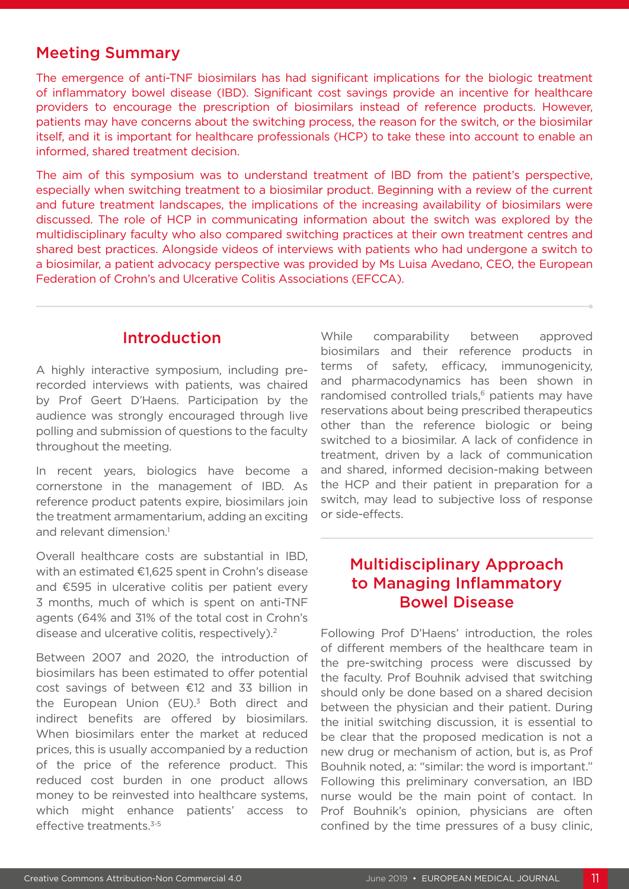## Meeting Summary

The emergence of anti-TNF biosimilars has had significant implications for the biologic treatment of inflammatory bowel disease (IBD). Significant cost savings provide an incentive for healthcare providers to encourage the prescription of biosimilars instead of reference products. However, patients may have concerns about the switching process, the reason for the switch, or the biosimilar itself, and it is important for healthcare professionals (HCP) to take these into account to enable an informed, shared treatment decision.

The aim of this symposium was to understand treatment of IBD from the patient's perspective, especially when switching treatment to a biosimilar product. Beginning with a review of the current and future treatment landscapes, the implications of the increasing availability of biosimilars were discussed. The role of HCP in communicating information about the switch was explored by the multidisciplinary faculty who also compared switching practices at their own treatment centres and shared best practices. Alongside videos of interviews with patients who had undergone a switch to a biosimilar, a patient advocacy perspective was provided by Ms Luisa Avedano, CEO, the European Federation of Crohn's and Ulcerative Colitis Associations (EFCCA).

## Introduction

A highly interactive symposium, including pre-recorded interviews with patients, was chaired by Prof Geert D'Haens. Participation by the audience was strongly encouraged through live polling and submission of questions to the faculty throughout the meeting.

In recent years, biologics have become a cornerstone in the management of IBD. As reference product patents expire, biosimilars join the treatment armamentarium, adding an exciting and relevant dimension.[1]

Overall healthcare costs are substantial in IBD, with an estimated €1,625 spent in Crohn's disease and €595 in ulcerative colitis per patient every 3 months, much of which is spent on anti-TNF agents (64% and 31% of the total cost in Crohn's disease and ulcerative colitis, respectively).[2]

Between 2007 and 2020, the introduction of biosimilars has been estimated to offer potential cost savings of between €12 and 33 billion in the European Union (EU).[3] Both direct and indirect benefits are offered by biosimilars. When biosimilars enter the market at reduced prices, this is usually accompanied by a reduction of the price of the reference product. This reduced cost burden in one product allows money to be reinvested into healthcare systems, which might enhance patients' access to effective treatments.[3-5]

While comparability between approved biosimilars and their reference products in terms of safety, efficacy, immunogenicity, and pharmacodynamics has been shown in randomised controlled trials,[6] patients may have reservations about being prescribed therapeutics other than the reference biologic or being switched to a biosimilar. A lack of confidence in treatment, driven by a lack of communication and shared, informed decision-making between the HCP and their patient in preparation for a switch, may lead to subjective loss of response or side-effects.

## Multidisciplinary Approach to Managing Inflammatory Bowel Disease

Following Prof D'Haens' introduction, the roles of different members of the healthcare team in the pre-switching process were discussed by the faculty. Prof Bouhnik advised that switching should only be done based on a shared decision between the physician and their patient. During the initial switching discussion, it is essential to be clear that the proposed medication is not a new drug or mechanism of action, but is, as Prof Bouhnik noted, a: "similar: the word is important." Following this preliminary conversation, an IBD nurse would be the main point of contact. In Prof Bouhnik's opinion, physicians are often confined by the time pressures of a busy clinic,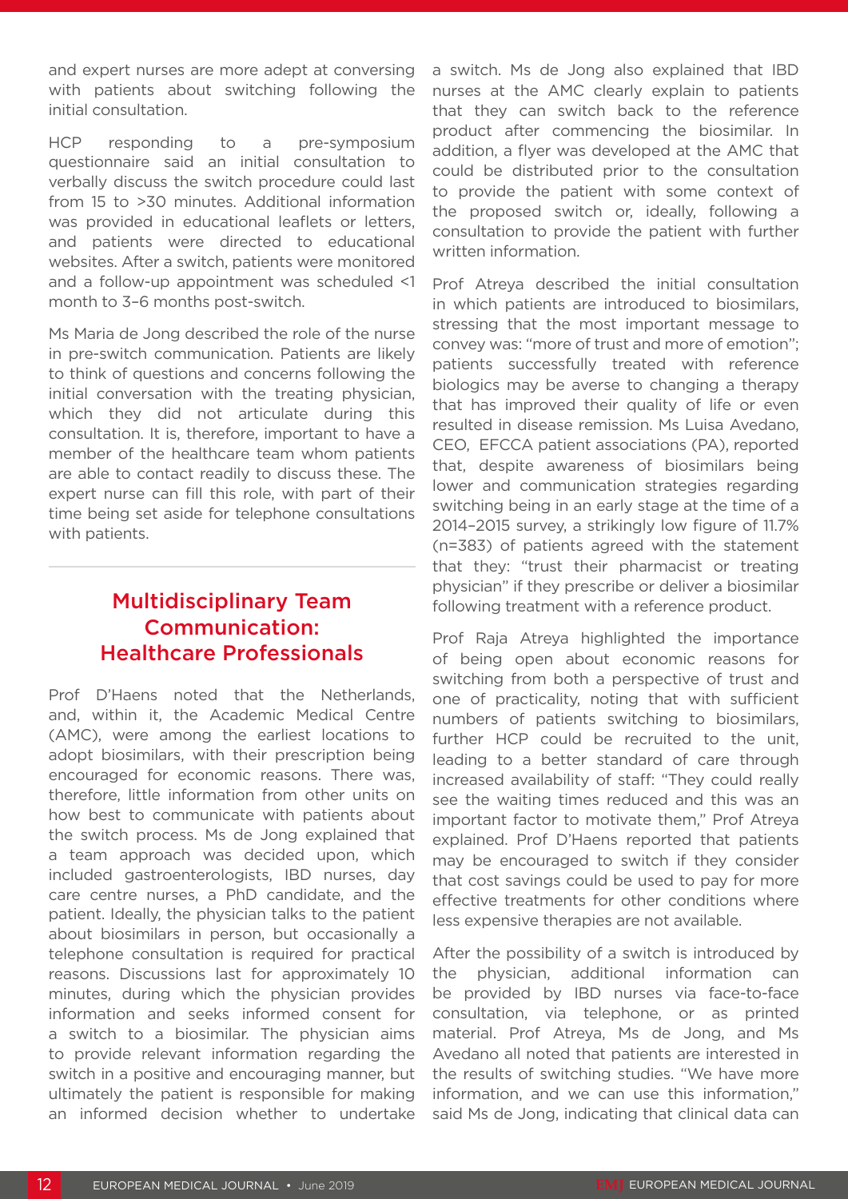and expert nurses are more adept at conversing with patients about switching following the initial consultation.

HCP responding to a pre-symposium questionnaire said an initial consultation to verbally discuss the switch procedure could last from 15 to >30 minutes. Additional information was provided in educational leaflets or letters, and patients were directed to educational websites. After a switch, patients were monitored and a follow-up appointment was scheduled <1 month to 3–6 months post-switch.

Ms Maria de Jong described the role of the nurse in pre-switch communication. Patients are likely to think of questions and concerns following the initial conversation with the treating physician, which they did not articulate during this consultation. It is, therefore, important to have a member of the healthcare team whom patients are able to contact readily to discuss these. The expert nurse can fill this role, with part of their time being set aside for telephone consultations with patients.

## Multidisciplinary Team Communication: Healthcare Professionals

Prof D'Haens noted that the Netherlands, and, within it, the Academic Medical Centre (AMC), were among the earliest locations to adopt biosimilars, with their prescription being encouraged for economic reasons. There was, therefore, little information from other units on how best to communicate with patients about the switch process. Ms de Jong explained that a team approach was decided upon, which included gastroenterologists, IBD nurses, day care centre nurses, a PhD candidate, and the patient. Ideally, the physician talks to the patient about biosimilars in person, but occasionally a telephone consultation is required for practical reasons. Discussions last for approximately 10 minutes, during which the physician provides information and seeks informed consent for a switch to a biosimilar. The physician aims to provide relevant information regarding the switch in a positive and encouraging manner, but ultimately the patient is responsible for making an informed decision whether to undertake a switch. Ms de Jong also explained that IBD nurses at the AMC clearly explain to patients that they can switch back to the reference product after commencing the biosimilar. In addition, a flyer was developed at the AMC that could be distributed prior to the consultation to provide the patient with some context of the proposed switch or, ideally, following a consultation to provide the patient with further written information.

Prof Atreya described the initial consultation in which patients are introduced to biosimilars, stressing that the most important message to convey was: "more of trust and more of emotion"; patients successfully treated with reference biologics may be averse to changing a therapy that has improved their quality of life or even resulted in disease remission. Ms Luisa Avedano, CEO, EFCCA patient associations (PA), reported that, despite awareness of biosimilars being lower and communication strategies regarding switching being in an early stage at the time of a 2014–2015 survey, a strikingly low figure of 11.7% (n=383) of patients agreed with the statement that they: "trust their pharmacist or treating physician" if they prescribe or deliver a biosimilar following treatment with a reference product.

Prof Raja Atreya highlighted the importance of being open about economic reasons for switching from both a perspective of trust and one of practicality, noting that with sufficient numbers of patients switching to biosimilars, further HCP could be recruited to the unit, leading to a better standard of care through increased availability of staff: "They could really see the waiting times reduced and this was an important factor to motivate them," Prof Atreya explained. Prof D'Haens reported that patients may be encouraged to switch if they consider that cost savings could be used to pay for more effective treatments for other conditions where less expensive therapies are not available.

After the possibility of a switch is introduced by the physician, additional information can be provided by IBD nurses via face-to-face consultation, via telephone, or as printed material. Prof Atreya, Ms de Jong, and Ms Avedano all noted that patients are interested in the results of switching studies. "We have more information, and we can use this information," said Ms de Jong, indicating that clinical data can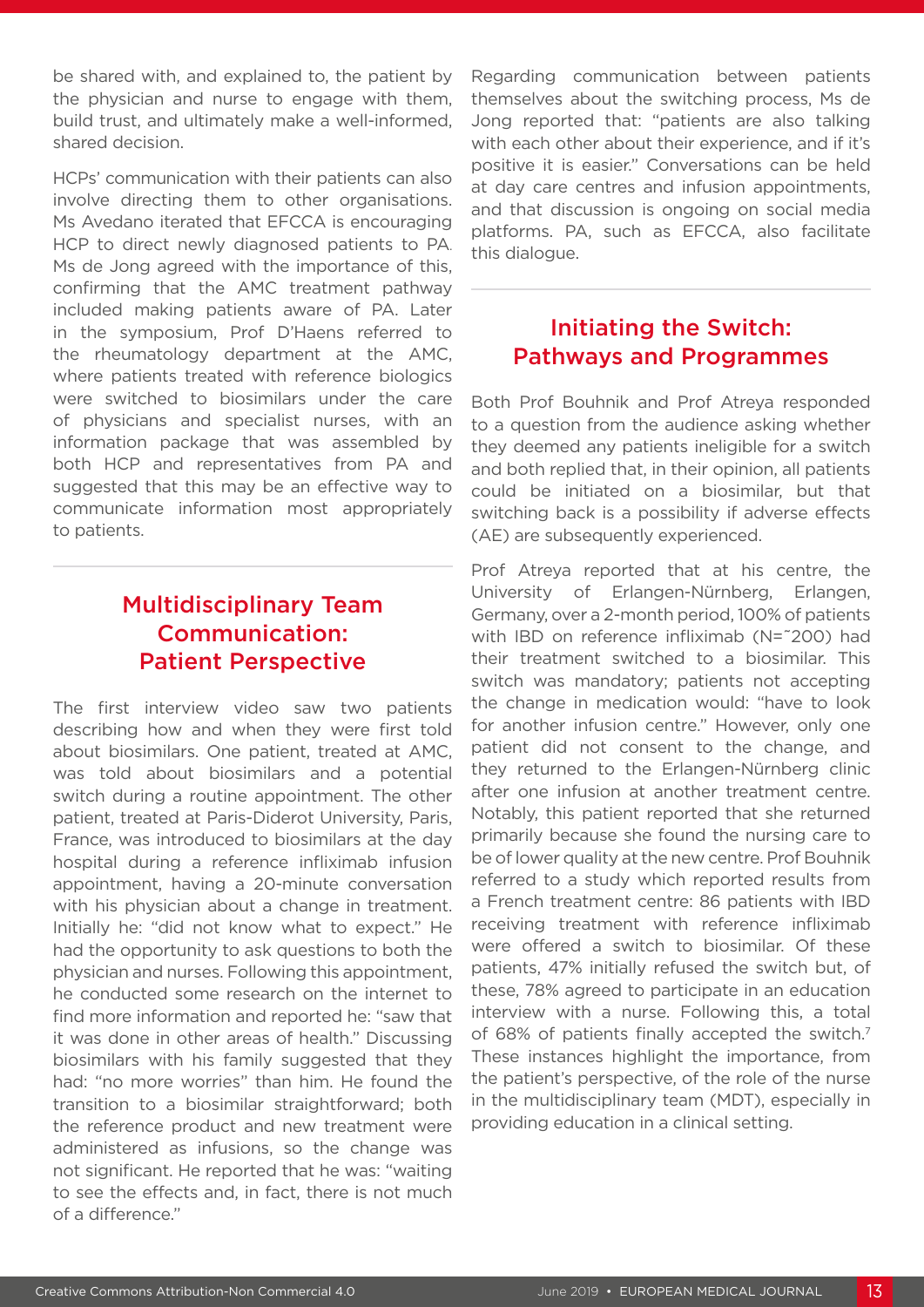be shared with, and explained to, the patient by the physician and nurse to engage with them, build trust, and ultimately make a well-informed, shared decision.

HCPs' communication with their patients can also involve directing them to other organisations. Ms Avedano iterated that EFCCA is encouraging HCP to direct newly diagnosed patients to PA. Ms de Jong agreed with the importance of this, confirming that the AMC treatment pathway included making patients aware of PA. Later in the symposium, Prof D'Haens referred to the rheumatology department at the AMC, where patients treated with reference biologics were switched to biosimilars under the care of physicians and specialist nurses, with an information package that was assembled by both HCP and representatives from PA and suggested that this may be an effective way to communicate information most appropriately to patients.

## Multidisciplinary Team Communication: Patient Perspective

The first interview video saw two patients describing how and when they were first told about biosimilars. One patient, treated at AMC, was told about biosimilars and a potential switch during a routine appointment. The other patient, treated at Paris-Diderot University, Paris, France, was introduced to biosimilars at the day hospital during a reference infliximab infusion appointment, having a 20-minute conversation with his physician about a change in treatment. Initially he: "did not know what to expect." He had the opportunity to ask questions to both the physician and nurses. Following this appointment, he conducted some research on the internet to find more information and reported he: "saw that it was done in other areas of health." Discussing biosimilars with his family suggested that they had: "no more worries" than him. He found the transition to a biosimilar straightforward; both the reference product and new treatment were administered as infusions, so the change was not significant. He reported that he was: "waiting to see the effects and, in fact, there is not much of a difference."

Regarding communication between patients themselves about the switching process, Ms de Jong reported that: "patients are also talking with each other about their experience, and if it's positive it is easier." Conversations can be held at day care centres and infusion appointments, and that discussion is ongoing on social media platforms. PA, such as EFCCA, also facilitate this dialogue.

## Initiating the Switch: Pathways and Programmes

Both Prof Bouhnik and Prof Atreya responded to a question from the audience asking whether they deemed any patients ineligible for a switch and both replied that, in their opinion, all patients could be initiated on a biosimilar, but that switching back is a possibility if adverse effects (AE) are subsequently experienced.

Prof Atreya reported that at his centre, the University of Erlangen-Nürnberg, Erlangen, Germany, over a 2-month period, 100% of patients with IBD on reference infliximab (N=˜200) had their treatment switched to a biosimilar. This switch was mandatory; patients not accepting the change in medication would: "have to look for another infusion centre." However, only one patient did not consent to the change, and they returned to the Erlangen-Nürnberg clinic after one infusion at another treatment centre. Notably, this patient reported that she returned primarily because she found the nursing care to be of lower quality at the new centre. Prof Bouhnik referred to a study which reported results from a French treatment centre: 86 patients with IBD receiving treatment with reference infliximab were offered a switch to biosimilar. Of these patients, 47% initially refused the switch but, of these, 78% agreed to participate in an education interview with a nurse. Following this, a total of 68% of patients finally accepted the switch.[7] These instances highlight the importance, from the patient's perspective, of the role of the nurse in the multidisciplinary team (MDT), especially in providing education in a clinical setting.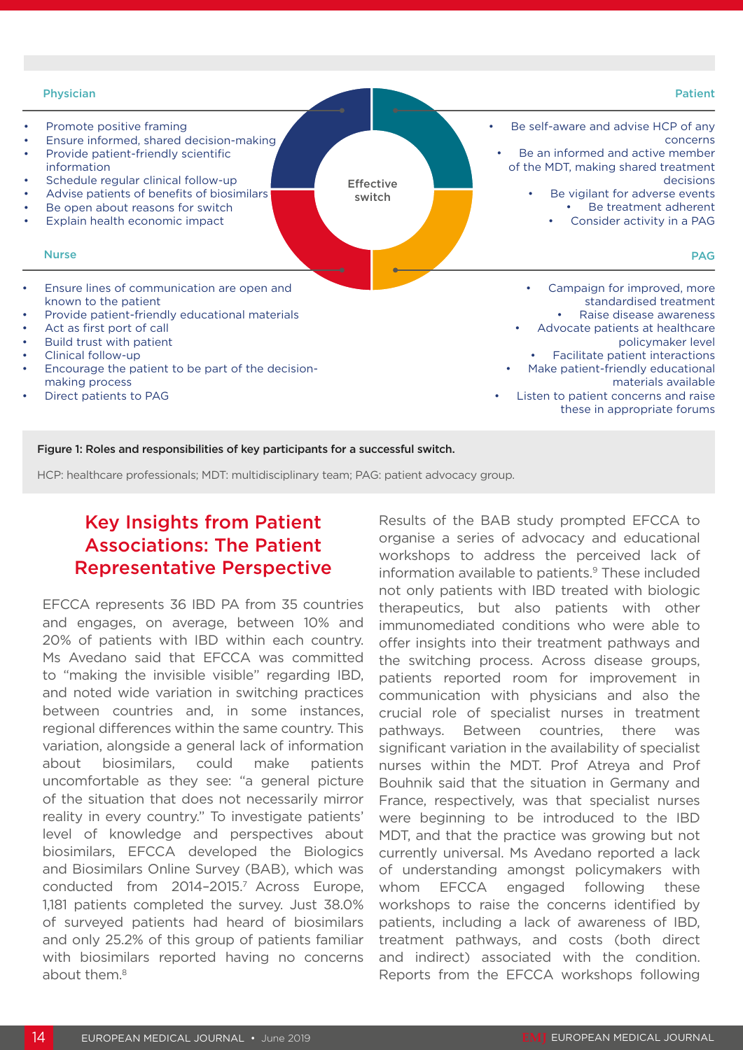**Physician**

- Promote positive framing
- Ensure informed, shared decision-making
- Provide patient-friendly scientific information
- Schedule regular clinical follow-up
- Advise patients of benefits of biosimilars
- Be open about reasons for switch
- Explain health economic impact

**Patient**

- Be self-aware and advise HCP of any concerns
- Be an informed and active member of the MDT, making shared treatment decisions
- Be vigilant for adverse events
- Be treatment adherent
- Consider activity in a PAG

Effective switch

**Nurse**

- Ensure lines of communication are open and known to the patient
- Provide patient-friendly educational materials
- Act as first port of call
- Build trust with patient
- Clinical follow-up
- Encourage the patient to be part of the decision-making process
- Direct patients to PAG

**PAG**

- Campaign for improved, more standardised treatment
- Raise disease awareness
- Advocate patients at healthcare policymaker level
- Facilitate patient interactions
- Make patient-friendly educational materials available
- Listen to patient concerns and raise these in appropriate forums

**Figure 1: Roles and responsibilities of key participants for a successful switch.**

HCP: healthcare professionals; MDT: multidisciplinary team; PAG: patient advocacy group.

## Key Insights from Patient Associations: The Patient Representative Perspective

EFCCA represents 36 IBD PA from 35 countries and engages, on average, between 10% and 20% of patients with IBD within each country. Ms Avedano said that EFCCA was committed to "making the invisible visible" regarding IBD, and noted wide variation in switching practices between countries and, in some instances, regional differences within the same country. This variation, alongside a general lack of information about biosimilars, could make patients uncomfortable as they see: "a general picture of the situation that does not necessarily mirror reality in every country." To investigate patients' level of knowledge and perspectives about biosimilars, EFCCA developed the Biologics and Biosimilars Online Survey (BAB), which was conducted from 2014–2015.[7] Across Europe, 1,181 patients completed the survey. Just 38.0% of surveyed patients had heard of biosimilars and only 25.2% of this group of patients familiar with biosimilars reported having no concerns about them.[8]

Results of the BAB study prompted EFCCA to organise a series of advocacy and educational workshops to address the perceived lack of information available to patients.[9] These included not only patients with IBD treated with biologic therapeutics, but also patients with other immunomediated conditions who were able to offer insights into their treatment pathways and the switching process. Across disease groups, patients reported room for improvement in communication with physicians and also the crucial role of specialist nurses in treatment pathways. Between countries, there was significant variation in the availability of specialist nurses within the MDT. Prof Atreya and Prof Bouhnik said that the situation in Germany and France, respectively, was that specialist nurses were beginning to be introduced to the IBD MDT, and that the practice was growing but not currently universal. Ms Avedano reported a lack of understanding amongst policymakers with whom EFCCA engaged following these workshops to raise the concerns identified by patients, including a lack of awareness of IBD, treatment pathways, and costs (both direct and indirect) associated with the condition. Reports from the EFCCA workshops following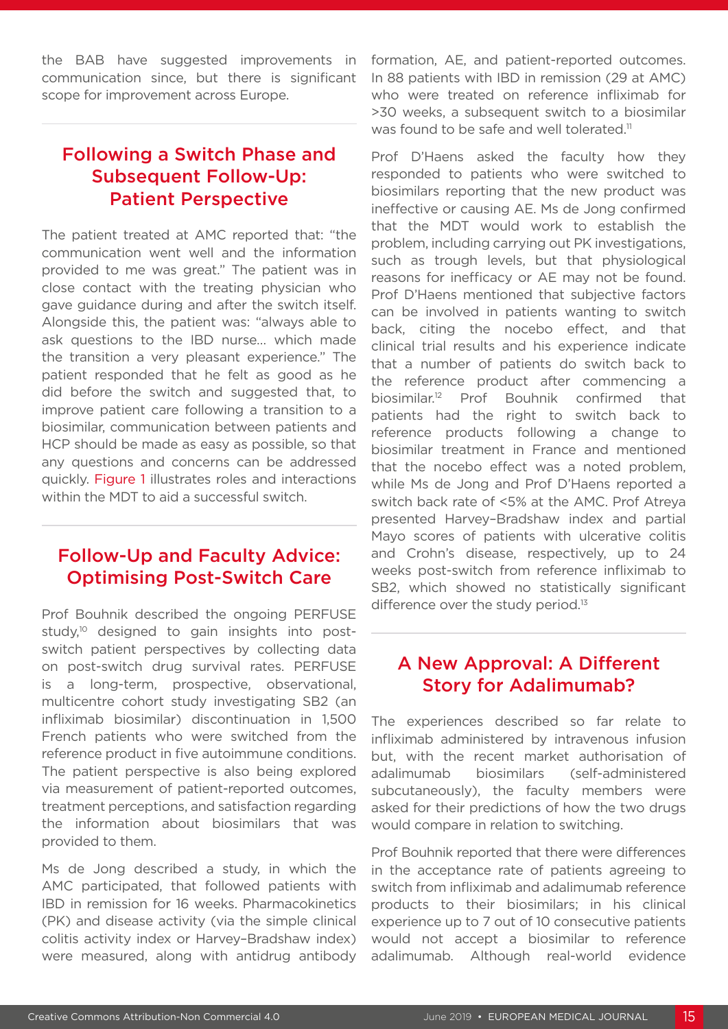the BAB have suggested improvements in communication since, but there is significant scope for improvement across Europe.

## Following a Switch Phase and Subsequent Follow-Up: Patient Perspective

The patient treated at AMC reported that: "the communication went well and the information provided to me was great." The patient was in close contact with the treating physician who gave guidance during and after the switch itself. Alongside this, the patient was: "always able to ask questions to the IBD nurse… which made the transition a very pleasant experience." The patient responded that he felt as good as he did before the switch and suggested that, to improve patient care following a transition to a biosimilar, communication between patients and HCP should be made as easy as possible, so that any questions and concerns can be addressed quickly. Figure 1 illustrates roles and interactions within the MDT to aid a successful switch.

## Follow-Up and Faculty Advice: Optimising Post-Switch Care

Prof Bouhnik described the ongoing PERFUSE study,[10] designed to gain insights into post-switch patient perspectives by collecting data on post-switch drug survival rates. PERFUSE is a long-term, prospective, observational, multicentre cohort study investigating SB2 (an infliximab biosimilar) discontinuation in 1,500 French patients who were switched from the reference product in five autoimmune conditions. The patient perspective is also being explored via measurement of patient-reported outcomes, treatment perceptions, and satisfaction regarding the information about biosimilars that was provided to them.

Ms de Jong described a study, in which the AMC participated, that followed patients with IBD in remission for 16 weeks. Pharmacokinetics (PK) and disease activity (via the simple clinical colitis activity index or Harvey–Bradshaw index) were measured, along with antidrug antibody formation, AE, and patient-reported outcomes. In 88 patients with IBD in remission (29 at AMC) who were treated on reference infliximab for >30 weeks, a subsequent switch to a biosimilar was found to be safe and well tolerated.[11]

Prof D'Haens asked the faculty how they responded to patients who were switched to biosimilars reporting that the new product was ineffective or causing AE. Ms de Jong confirmed that the MDT would work to establish the problem, including carrying out PK investigations, such as trough levels, but that physiological reasons for inefficacy or AE may not be found. Prof D'Haens mentioned that subjective factors can be involved in patients wanting to switch back, citing the nocebo effect, and that clinical trial results and his experience indicate that a number of patients do switch back to the reference product after commencing a biosimilar.[12] Prof Bouhnik confirmed that patients had the right to switch back to reference products following a change to biosimilar treatment in France and mentioned that the nocebo effect was a noted problem, while Ms de Jong and Prof D'Haens reported a switch back rate of <5% at the AMC. Prof Atreya presented Harvey–Bradshaw index and partial Mayo scores of patients with ulcerative colitis and Crohn's disease, respectively, up to 24 weeks post-switch from reference infliximab to SB2, which showed no statistically significant difference over the study period.[13]

## A New Approval: A Different Story for Adalimumab?

The experiences described so far relate to infliximab administered by intravenous infusion but, with the recent market authorisation of adalimumab biosimilars (self-administered subcutaneously), the faculty members were asked for their predictions of how the two drugs would compare in relation to switching.

Prof Bouhnik reported that there were differences in the acceptance rate of patients agreeing to switch from infliximab and adalimumab reference products to their biosimilars; in his clinical experience up to 7 out of 10 consecutive patients would not accept a biosimilar to reference adalimumab. Although real-world evidence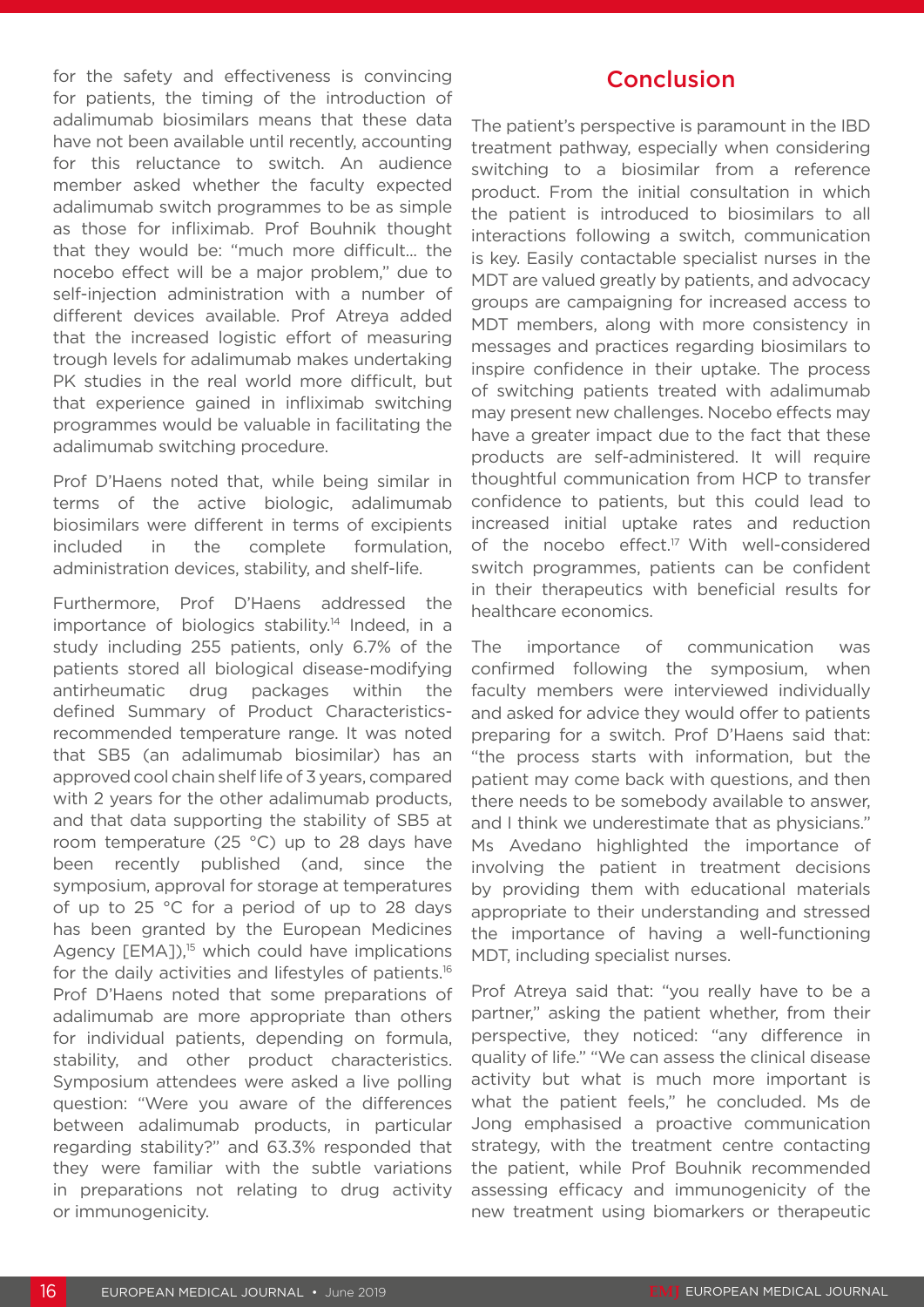for the safety and effectiveness is convincing for patients, the timing of the introduction of adalimumab biosimilars means that these data have not been available until recently, accounting for this reluctance to switch. An audience member asked whether the faculty expected adalimumab switch programmes to be as simple as those for infliximab. Prof Bouhnik thought that they would be: "much more difficult... the nocebo effect will be a major problem," due to self-injection administration with a number of different devices available. Prof Atreya added that the increased logistic effort of measuring trough levels for adalimumab makes undertaking PK studies in the real world more difficult, but that experience gained in infliximab switching programmes would be valuable in facilitating the adalimumab switching procedure.

Prof D'Haens noted that, while being similar in terms of the active biologic, adalimumab biosimilars were different in terms of excipients included in the complete formulation, administration devices, stability, and shelf-life.

Furthermore, Prof D'Haens addressed the importance of biologics stability.[14] Indeed, in a study including 255 patients, only 6.7% of the patients stored all biological disease-modifying antirheumatic drug packages within the defined Summary of Product Characteristics-recommended temperature range. It was noted that SB5 (an adalimumab biosimilar) has an approved cool chain shelf life of 3 years, compared with 2 years for the other adalimumab products, and that data supporting the stability of SB5 at room temperature (25 °C) up to 28 days have been recently published (and, since the symposium, approval for storage at temperatures of up to 25 °C for a period of up to 28 days has been granted by the European Medicines Agency [EMA]),[15] which could have implications for the daily activities and lifestyles of patients.[16] Prof D'Haens noted that some preparations of adalimumab are more appropriate than others for individual patients, depending on formula, stability, and other product characteristics. Symposium attendees were asked a live polling question: "Were you aware of the differences between adalimumab products, in particular regarding stability?" and 63.3% responded that they were familiar with the subtle variations in preparations not relating to drug activity or immunogenicity.

## Conclusion

The patient's perspective is paramount in the IBD treatment pathway, especially when considering switching to a biosimilar from a reference product. From the initial consultation in which the patient is introduced to biosimilars to all interactions following a switch, communication is key. Easily contactable specialist nurses in the MDT are valued greatly by patients, and advocacy groups are campaigning for increased access to MDT members, along with more consistency in messages and practices regarding biosimilars to inspire confidence in their uptake. The process of switching patients treated with adalimumab may present new challenges. Nocebo effects may have a greater impact due to the fact that these products are self-administered. It will require thoughtful communication from HCP to transfer confidence to patients, but this could lead to increased initial uptake rates and reduction of the nocebo effect.[17] With well-considered switch programmes, patients can be confident in their therapeutics with beneficial results for healthcare economics.

The importance of communication was confirmed following the symposium, when faculty members were interviewed individually and asked for advice they would offer to patients preparing for a switch. Prof D'Haens said that: "the process starts with information, but the patient may come back with questions, and then there needs to be somebody available to answer, and I think we underestimate that as physicians." Ms Avedano highlighted the importance of involving the patient in treatment decisions by providing them with educational materials appropriate to their understanding and stressed the importance of having a well-functioning MDT, including specialist nurses.

Prof Atreya said that: "you really have to be a partner," asking the patient whether, from their perspective, they noticed: "any difference in quality of life." "We can assess the clinical disease activity but what is much more important is what the patient feels," he concluded. Ms de Jong emphasised a proactive communication strategy, with the treatment centre contacting the patient, while Prof Bouhnik recommended assessing efficacy and immunogenicity of the new treatment using biomarkers or therapeutic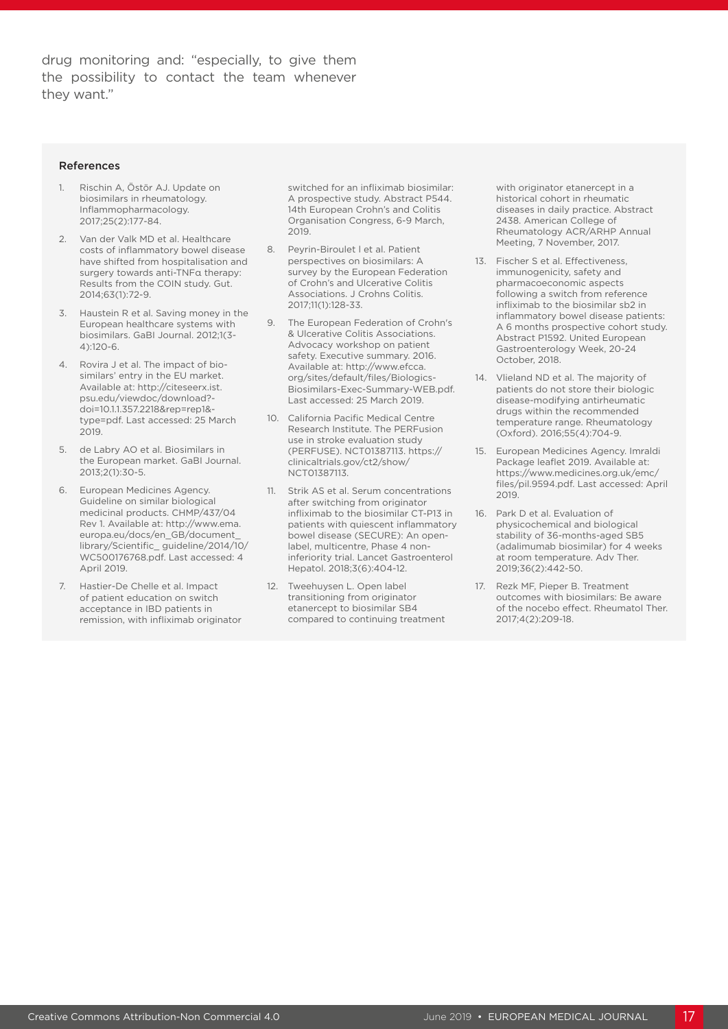drug monitoring and: "especially, to give them the possibility to contact the team whenever they want."

### References

1. Rischin A, Östör AJ. Update on biosimilars in rheumatology. Inflammopharmacology. 2017;25(2):177-84.
2. Van der Valk MD et al. Healthcare costs of inflammatory bowel disease have shifted from hospitalisation and surgery towards anti-TNFα therapy: Results from the COIN study. Gut. 2014;63(1):72-9.
3. Haustein R et al. Saving money in the European healthcare systems with biosimilars. GaBI Journal. 2012;1(3-4):120-6.
4. Rovira J et al. The impact of bio-similars' entry in the EU market. Available at: http://citeseerx.ist.psu.edu/viewdoc/download?doi=10.1.1.357.2218&rep=rep1&type=pdf. Last accessed: 25 March 2019.
5. de Labry AO et al. Biosimilars in the European market. GaBI Journal. 2013;2(1):30-5.
6. European Medicines Agency. Guideline on similar biological medicinal products. CHMP/437/04 Rev 1. Available at: http://www.ema.europa.eu/docs/en_GB/document_library/Scientific_ guideline/2014/10/WC500176768.pdf. Last accessed: 4 April 2019.
7. Hastier-De Chelle et al. Impact of patient education on switch acceptance in IBD patients in remission, with infliximab originator switched for an infliximab biosimilar: A prospective study. Abstract P544. 14th European Crohn's and Colitis Organisation Congress, 6-9 March, 2019.
8. Peyrin-Biroulet l et al. Patient perspectives on biosimilars: A survey by the European Federation of Crohn's and Ulcerative Colitis Associations. J Crohns Colitis. 2017;11(1):128-33.
9. The European Federation of Crohn's & Ulcerative Colitis Associations. Advocacy workshop on patient safety. Executive summary. 2016. Available at: http://www.efcca.org/sites/default/files/Biologics-Biosimilars-Exec-Summary-WEB.pdf. Last accessed: 25 March 2019.
10. California Pacific Medical Centre Research Institute. The PERFusion use in stroke evaluation study (PERFUSE). NCT01387113. https://clinicaltrials.gov/ct2/show/NCT01387113.
11. Strik AS et al. Serum concentrations after switching from originator infliximab to the biosimilar CT-P13 in patients with quiescent inflammatory bowel disease (SECURE): An open-label, multicentre, Phase 4 non-inferiority trial. Lancet Gastroenterol Hepatol. 2018;3(6):404-12.
12. Tweehuysen L. Open label transitioning from originator etanercept to biosimilar SB4 compared to continuing treatment with originator etanercept in a historical cohort in rheumatic diseases in daily practice. Abstract 2438. American College of Rheumatology ACR/ARHP Annual Meeting, 7 November, 2017.
13. Fischer S et al. Effectiveness, immunogenicity, safety and pharmacoeconomic aspects following a switch from reference infliximab to the biosimilar sb2 in inflammatory bowel disease patients: A 6 months prospective cohort study. Abstract P1592. United European Gastroenterology Week, 20-24 October, 2018.
14. Vlieland ND et al. The majority of patients do not store their biologic disease-modifying antirheumatic drugs within the recommended temperature range. Rheumatology (Oxford). 2016;55(4):704-9.
15. European Medicines Agency. Imraldi Package leaflet 2019. Available at: https://www.medicines.org.uk/emc/files/pil.9594.pdf. Last accessed: April 2019.
16. Park D et al. Evaluation of physicochemical and biological stability of 36-months-aged SB5 (adalimumab biosimilar) for 4 weeks at room temperature. Adv Ther. 2019;36(2):442-50.
17. Rezk MF, Pieper B. Treatment outcomes with biosimilars: Be aware of the nocebo effect. Rheumatol Ther. 2017;4(2):209-18.

Creative Commons Attribution-Non Commercial 4.0